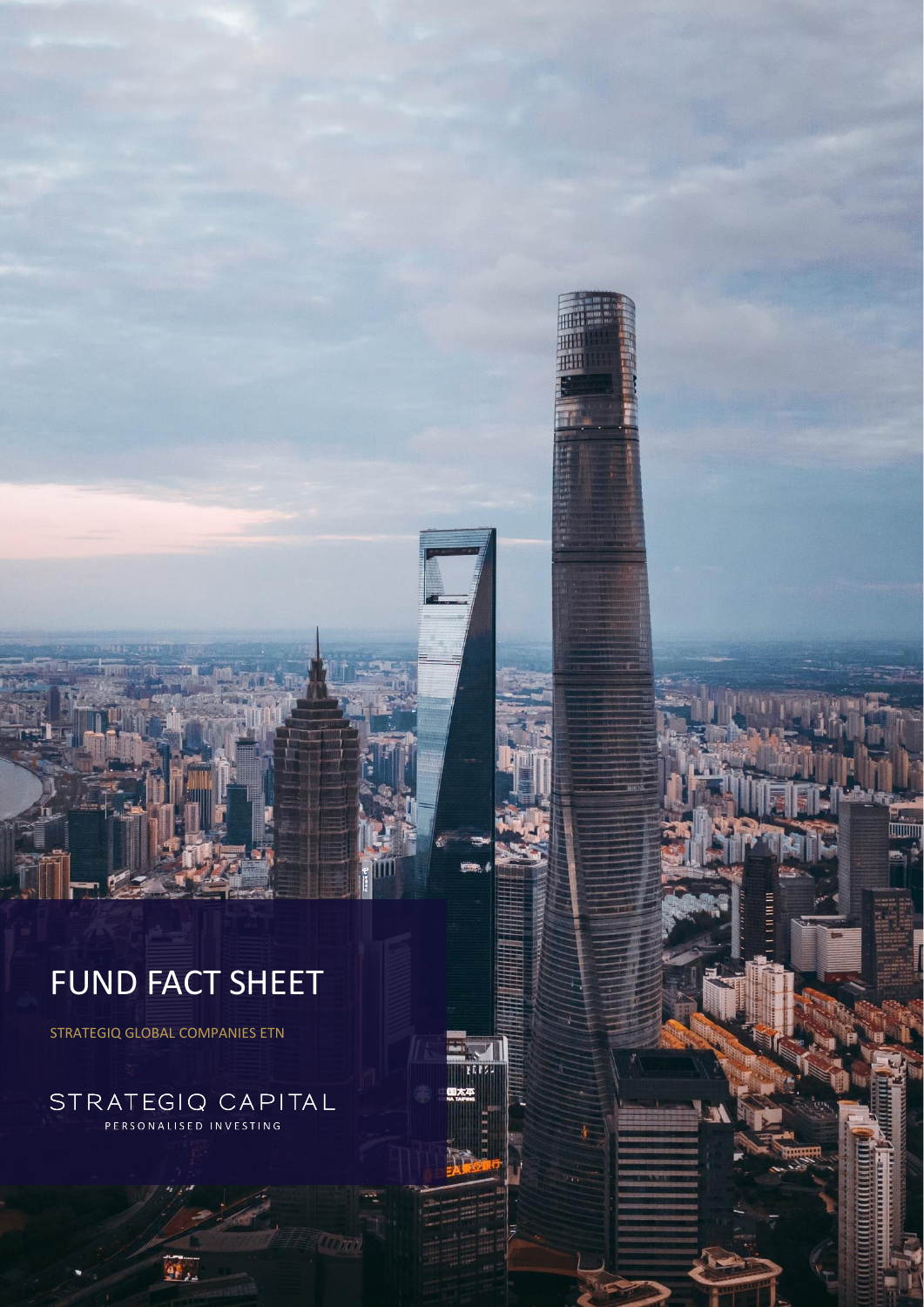# FUND FACT SHEET

STRATEGIQ GLOBAL COMPANIES ETN

STRATEGIQ CAPITAL

PERSONALISED INVESTING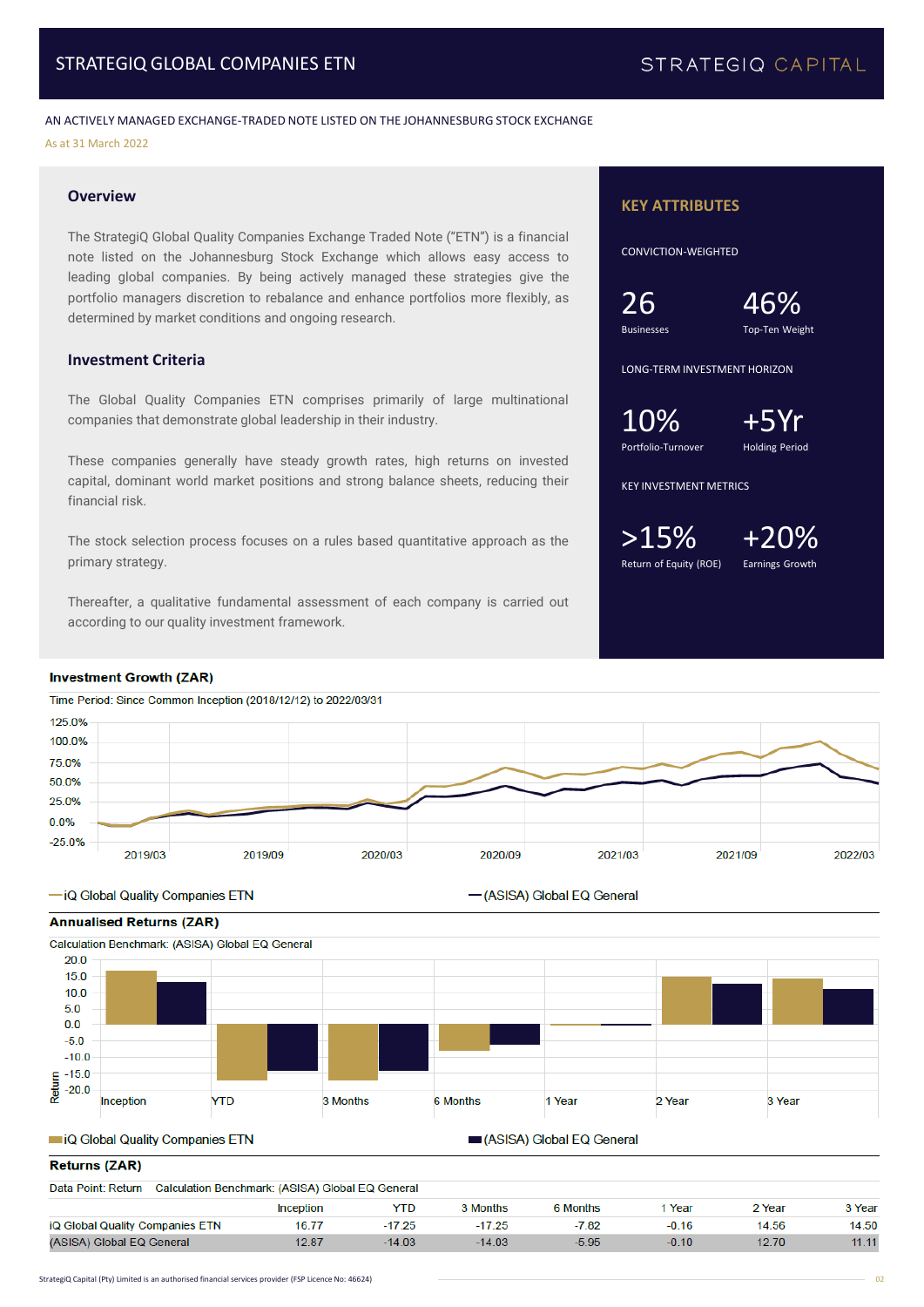# STRATEGIQ GLOBAL COMPANIES ETN

STRATEGIQ CAPITAL

AN ACTIVELY MANAGED EXCHANGE-TRADED NOTE LISTED ON THE JOHANNESBURG STOCK EXCHANGE

As at 31 March 2022

## Overview

The StrategiQ Global Quality Companies Exchange Traded Note ("ETN") is a financial note listed on the Johannesburg Stock Exchange which allows easy access to leading global companies. By being actively managed these strategies give the portfolio managers discretion to rebalance and enhance portfolios more flexibly, as determined by market conditions and ongoing research.

## Investment Criteria

The Global Quality Companies ETN comprises primarily of large multinational companies that demonstrate global leadership in their industry.

These companies generally have steady growth rates, high returns on invested capital, dominant world market positions and strong balance sheets, reducing their financial risk.

The stock selection process focuses on a rules based quantitative approach as the primary strategy.

Thereafter, a qualitative fundamental assessment of each company is carried out according to our quality investment framework.

## KEY ATTRIBUTES

CONVICTION-WEIGHTED

**26** Businesses

**46%** Top-Ten Weight

LONG-TERM INVESTMENT HORIZON

**10%** Portfolio-Turnover

**+5Yr** Holding Period

KEY INVESTMENT METRICS

**>15%** Return of Equity (ROE)

**+20%** Earnings Growth

### Investment Growth (ZAR)

Time Period: Since Common Inception (2018/12/12) to 2022/03/31

— iQ Global Quality Companies ETN — (ASISA) Global EQ General

### Annualised Returns (ZAR)

Calculation Benchmark: (ASISA) Global EQ General

■ iQ Global Quality Companies ETN ■ (ASISA) Global EQ General

### Returns (ZAR)

Data Point: Return Calculation Benchmark: (ASISA) Global EQ General

| | Inception | YTD | 3 Months | 6 Months | 1 Year | 2 Year | 3 Year |
|---|---|---|---|---|---|---|---|
| iQ Global Quality Companies ETN | 16.77 | -17.25 | -17.25 | -7.82 | -0.16 | 14.56 | 14.50 |
| (ASISA) Global EQ General | 12.87 | -14.03 | -14.03 | -5.95 | -0.10 | 12.70 | 11.11 |

StrategiQ Capital (Pty) Limited is an authorised financial services provider (FSP Licence No: 46624)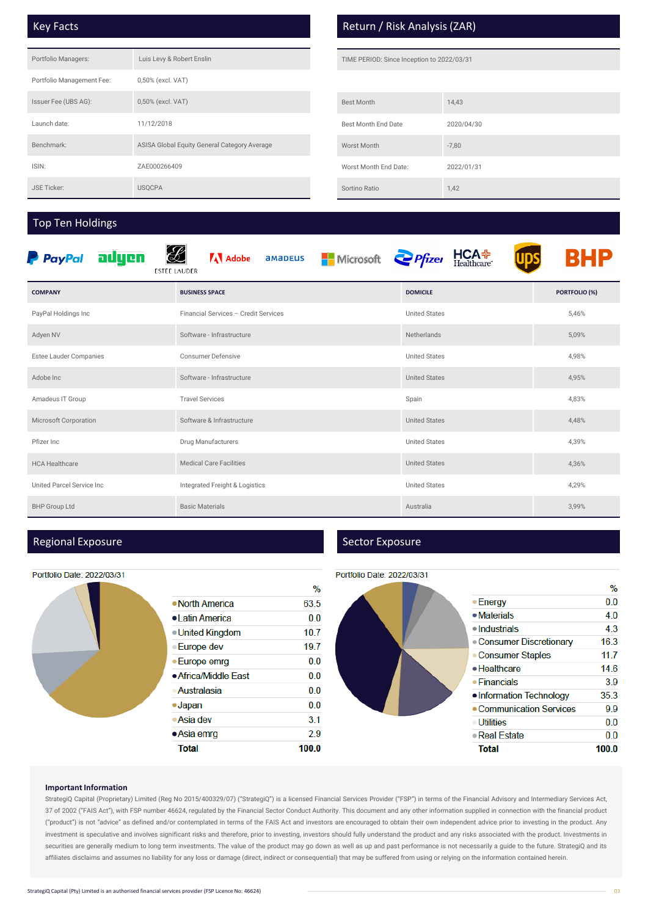## Key Facts

| | |
|---|---|
| Portfolio Managers: | Luis Levy & Robert Enslin |
| Portfolio Management Fee: | 0,50% (excl. VAT) |
| Issuer Fee (UBS AG): | 0,50% (excl. VAT) |
| Launch date: | 11/12/2018 |
| Benchmark: | ASISA Global Equity General Category Average |
| ISIN: | ZAE000266409 |
| JSE Ticker: | USQCPA |

## Return / Risk Analysis (ZAR)

TIME PERIOD: Since Inception to 2022/03/31

| | |
|---|---|
| Best Month | 14,43 |
| Best Month End Date | 2020/04/30 |
| Worst Month | -7,80 |
| Worst Month End Date: | 2022/01/31 |
| Sortino Ratio | 1,42 |

## Top Ten Holdings

| COMPANY | BUSINESS SPACE | DOMICILE | PORTFOLIO (%) |
|---|---|---|---|
| PayPal Holdings Inc | Financial Services – Credit Services | United States | 5,46% |
| Adyen NV | Software - Infrastructure | Netherlands | 5,09% |
| Estee Lauder Companies | Consumer Defensive | United States | 4,98% |
| Adobe Inc | Software - Infrastructure | United States | 4,95% |
| Amadeus IT Group | Travel Services | Spain | 4,83% |
| Microsoft Corporation | Software & Infrastructure | United States | 4,48% |
| Pfizer Inc | Drug Manufacturers | United States | 4,39% |
| HCA Healthcare | Medical Care Facilities | United States | 4,36% |
| United Parcel Service Inc | Integrated Freight & Logistics | United States | 4,29% |
| BHP Group Ltd | Basic Materials | Australia | 3,99% |

## Regional Exposure

Portfolio Date: 2022/03/31

| | % |
|---|---|
| North America | 63.5 |
| Latin America | 0.0 |
| United Kingdom | 10.7 |
| Europe dev | 19.7 |
| Europe emrg | 0.0 |
| Africa/Middle East | 0.0 |
| Australasia | 0.0 |
| Japan | 0.0 |
| Asia dev | 3.1 |
| Asia emrg | 2.9 |
| **Total** | **100.0** |

## Sector Exposure

Portfolio Date: 2022/03/31

| | % |
|---|---|
| Energy | 0.0 |
| Materials | 4.0 |
| Industrials | 4.3 |
| Consumer Discretionary | 16.3 |
| Consumer Staples | 11.7 |
| Healthcare | 14.6 |
| Financials | 3.9 |
| Information Technology | 35.3 |
| Communication Services | 9.9 |
| Utilities | 0.0 |
| Real Estate | 0.0 |
| **Total** | **100.0** |

**Important Information**

StrategiQ Capital (Proprietary) Limited (Reg No 2015/400329/07) ("StrategiQ") is a licensed Financial Services Provider ("FSP") in terms of the Financial Advisory and Intermediary Services Act, 37 of 2002 ("FAIS Act"), with FSP number 46624, regulated by the Financial Sector Conduct Authority. This document and any other information supplied in connection with the financial product ("product") is not "advice" as defined and/or contemplated in terms of the FAIS Act and investors are encouraged to obtain their own independent advice prior to investing in the product. Any investment is speculative and involves significant risks and therefore, prior to investing, investors should fully understand the product and any risks associated with the product. Investments in securities are generally medium to long term investments. The value of the product may go down as well as up and past performance is not necessarily a guide to the future. StrategiQ and its affiliates disclaims and assumes no liability for any loss or damage (direct, indirect or consequential) that may be suffered from using or relying on the information contained herein.

StrategiQ Capital (Pty) Limited is an authorised financial services provider (FSP Licence No: 46624)